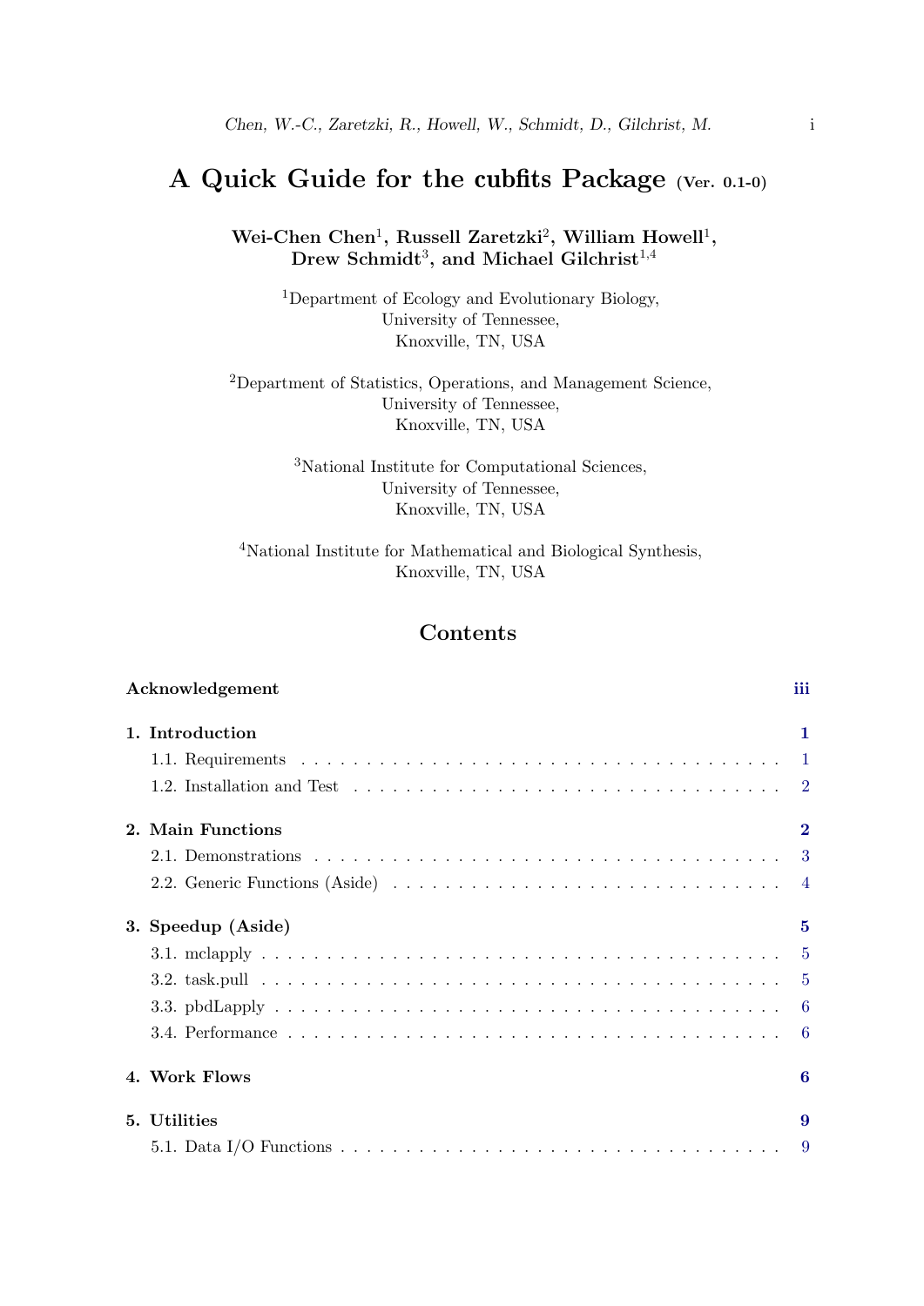# A Quick Guide for the cubfits Package (Ver. 0.1-0)

**Wei-Chen Chen[1], Russell Zaretzki[2], William Howell[1], Drew Schmidt[3], and Michael Gilchrist[1,4]**

[1]Department of Ecology and Evolutionary Biology,
University of Tennessee,
Knoxville, TN, USA

[2]Department of Statistics, Operations, and Management Science,
University of Tennessee,
Knoxville, TN, USA

[3]National Institute for Computational Sciences,
University of Tennessee,
Knoxville, TN, USA

[4]National Institute for Mathematical and Biological Synthesis,
Knoxville, TN, USA

## Contents

**Acknowledgement** — iii

**1. Introduction** — 1
- 1.1. Requirements — 1
- 1.2. Installation and Test — 2

**2. Main Functions** — 2
- 2.1. Demonstrations — 3
- 2.2. Generic Functions (Aside) — 4

**3. Speedup (Aside)** — 5
- 3.1. mclapply — 5
- 3.2. task.pull — 5
- 3.3. pbdLapply — 6
- 3.4. Performance — 6

**4. Work Flows** — 6

**5. Utilities** — 9
- 5.1. Data I/O Functions — 9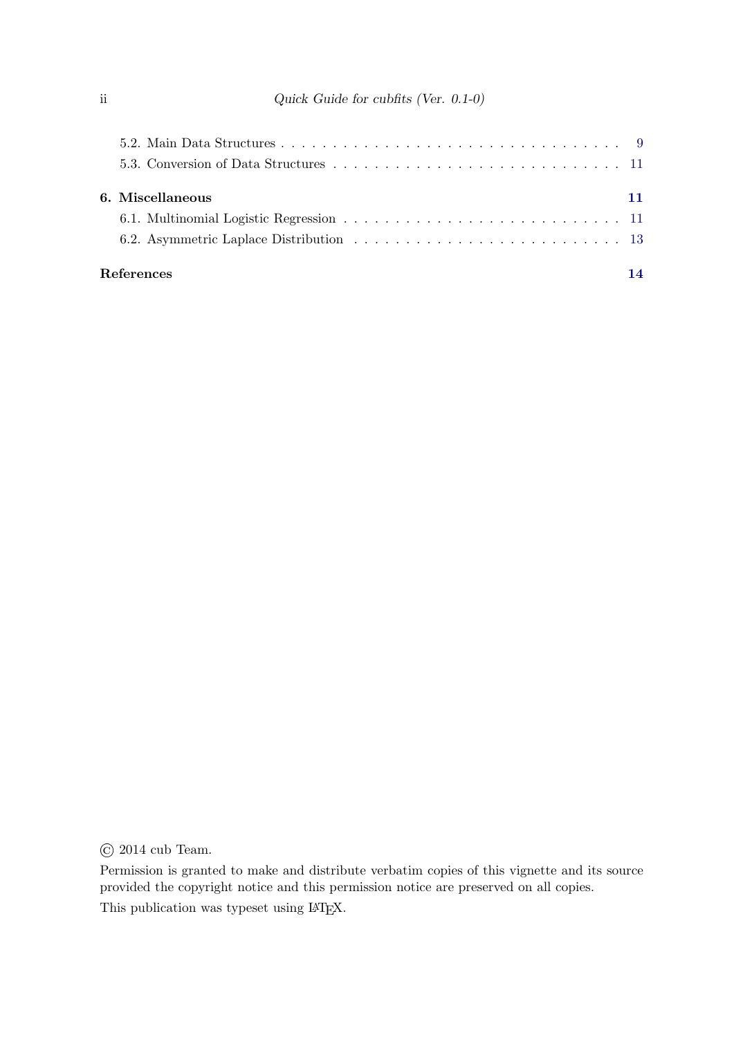5.2. Main Data Structures . . . . . . . . . . . . . . . . . . . . . . . . . . . . . . . . 9

5.3. Conversion of Data Structures . . . . . . . . . . . . . . . . . . . . . . . . . . . 11

**6. Miscellaneous** **11**

6.1. Multinomial Logistic Regression . . . . . . . . . . . . . . . . . . . . . . . . . . 11

6.2. Asymmetric Laplace Distribution . . . . . . . . . . . . . . . . . . . . . . . . . 13

**References** **14**

© 2014 cub Team.

Permission is granted to make and distribute verbatim copies of this vignette and its source provided the copyright notice and this permission notice are preserved on all copies.

This publication was typeset using LaTeX.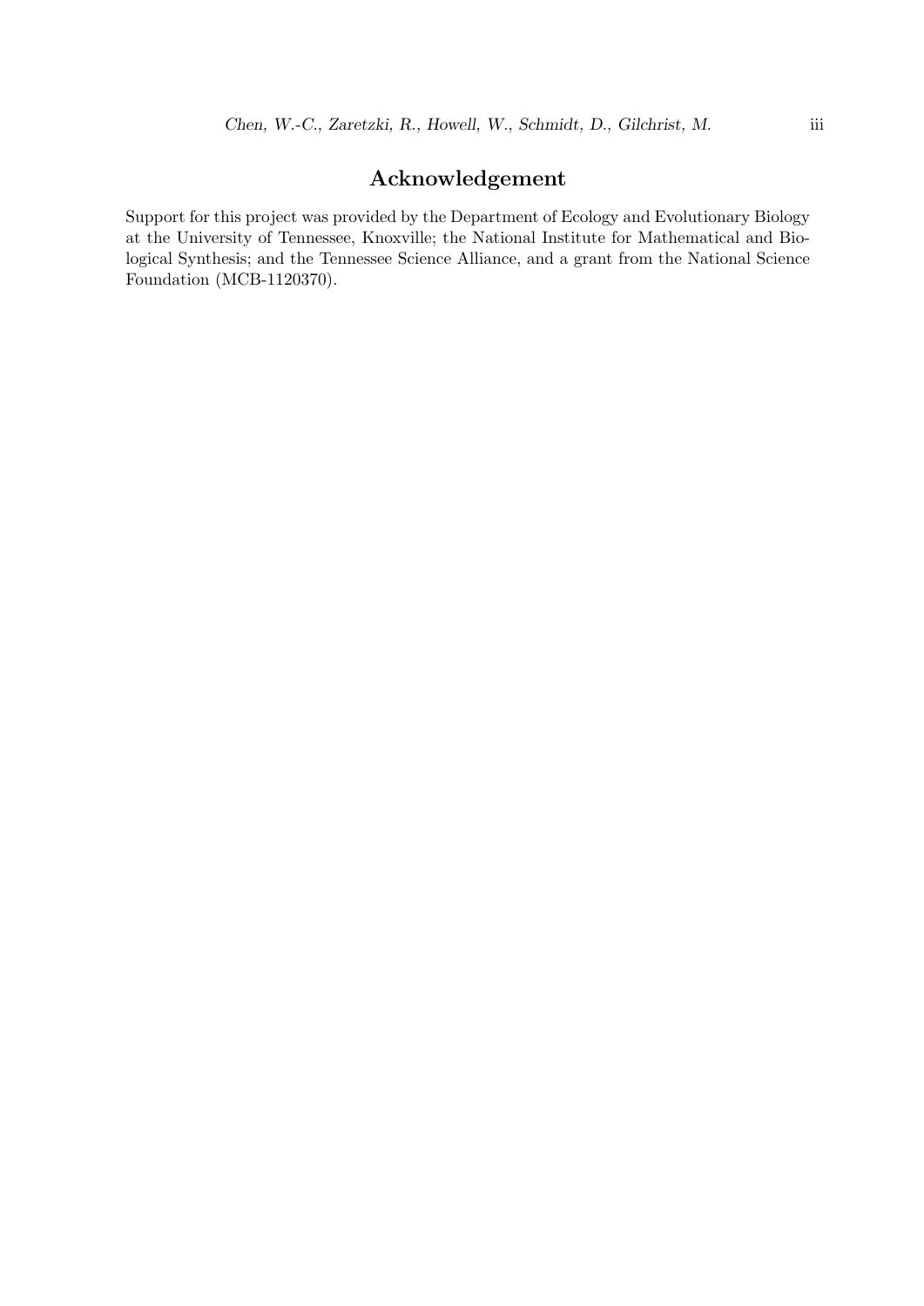## Acknowledgement

Support for this project was provided by the Department of Ecology and Evolutionary Biology at the University of Tennessee, Knoxville; the National Institute for Mathematical and Biological Synthesis; and the Tennessee Science Alliance, and a grant from the National Science Foundation (MCB-1120370).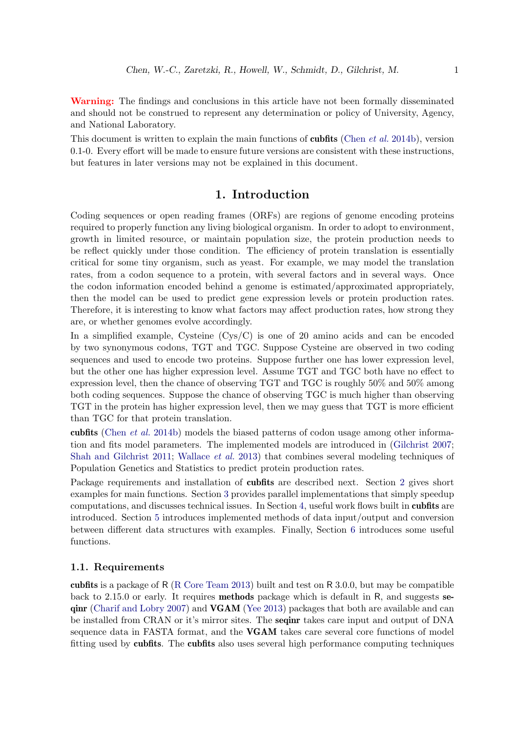**Warning:** The findings and conclusions in this article have not been formally disseminated and should not be construed to represent any determination or policy of University, Agency, and National Laboratory.

This document is written to explain the main functions of **cubfits** (Chen *et al.* 2014b), version 0.1-0. Every effort will be made to ensure future versions are consistent with these instructions, but features in later versions may not be explained in this document.

# 1. Introduction

Coding sequences or open reading frames (ORFs) are regions of genome encoding proteins required to properly function any living biological organism. In order to adopt to environment, growth in limited resource, or maintain population size, the protein production needs to be reflect quickly under those condition. The efficiency of protein translation is essentially critical for some tiny organism, such as yeast. For example, we may model the translation rates, from a codon sequence to a protein, with several factors and in several ways. Once the codon information encoded behind a genome is estimated/approximated appropriately, then the model can be used to predict gene expression levels or protein production rates. Therefore, it is interesting to know what factors may affect production rates, how strong they are, or whether genomes evolve accordingly.

In a simplified example, Cysteine (Cys/C) is one of 20 amino acids and can be encoded by two synonymous codons, TGT and TGC. Suppose Cysteine are observed in two coding sequences and used to encode two proteins. Suppose further one has lower expression level, but the other one has higher expression level. Assume TGT and TGC both have no effect to expression level, then the chance of observing TGT and TGC is roughly 50% and 50% among both coding sequences. Suppose the chance of observing TGC is much higher than observing TGT in the protein has higher expression level, then we may guess that TGT is more efficient than TGC for that protein translation.

**cubfits** (Chen *et al.* 2014b) models the biased patterns of codon usage among other information and fits model parameters. The implemented models are introduced in (Gilchrist 2007; Shah and Gilchrist 2011; Wallace *et al.* 2013) that combines several modeling techniques of Population Genetics and Statistics to predict protein production rates.

Package requirements and installation of **cubfits** are described next. Section 2 gives short examples for main functions. Section 3 provides parallel implementations that simply speedup computations, and discusses technical issues. In Section 4, useful work flows built in **cubfits** are introduced. Section 5 introduces implemented methods of data input/output and conversion between different data structures with examples. Finally, Section 6 introduces some useful functions.

## 1.1. Requirements

**cubfits** is a package of R (R Core Team 2013) built and test on R 3.0.0, but may be compatible back to 2.15.0 or early. It requires **methods** package which is default in R, and suggests **seqinr** (Charif and Lobry 2007) and **VGAM** (Yee 2013) packages that both are available and can be installed from CRAN or it's mirror sites. The **seqinr** takes care input and output of DNA sequence data in FASTA format, and the **VGAM** takes care several core functions of model fitting used by **cubfits**. The **cubfits** also uses several high performance computing techniques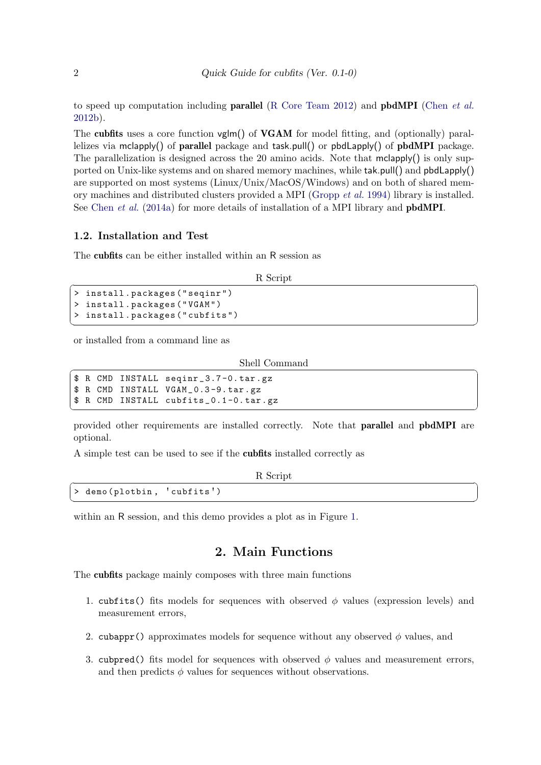to speed up computation including **parallel** (R Core Team 2012) and **pbdMPI** (Chen *et al.* 2012b).

The **cubfits** uses a core function vglm() of **VGAM** for model fitting, and (optionally) parallelizes via mclapply() of **parallel** package and task.pull() or pbdLapply() of **pbdMPI** package. The parallelization is designed across the 20 amino acids. Note that mclapply() is only supported on Unix-like systems and on shared memory machines, while tak.pull() and pbdLapply() are supported on most systems (Linux/Unix/MacOS/Windows) and on both of shared memory machines and distributed clusters provided a MPI (Gropp *et al.* 1994) library is installed. See Chen *et al.* (2014a) for more details of installation of a MPI library and **pbdMPI**.

### 1.2. Installation and Test

The **cubfits** can be either installed within an R session as

R Script

```
> install.packages("seqinr")
> install.packages("VGAM")
> install.packages("cubfits")
```

or installed from a command line as

Shell Command

```
$ R CMD INSTALL seqinr_3.7-0.tar.gz
$ R CMD INSTALL VGAM_0.3-9.tar.gz
$ R CMD INSTALL cubfits_0.1-0.tar.gz
```

provided other requirements are installed correctly. Note that **parallel** and **pbdMPI** are optional.

A simple test can be used to see if the **cubfits** installed correctly as

R Script

```
> demo(plotbin, 'cubfits')
```

within an R session, and this demo provides a plot as in Figure 1.

## 2. Main Functions

The **cubfits** package mainly composes with three main functions

1. `cubfits()` fits models for sequences with observed $\phi$ values (expression levels) and measurement errors,
2. `cubappr()` approximates models for sequence without any observed $\phi$ values, and
3. `cubpred()` fits model for sequences with observed $\phi$ values and measurement errors, and then predicts $\phi$ values for sequences without observations.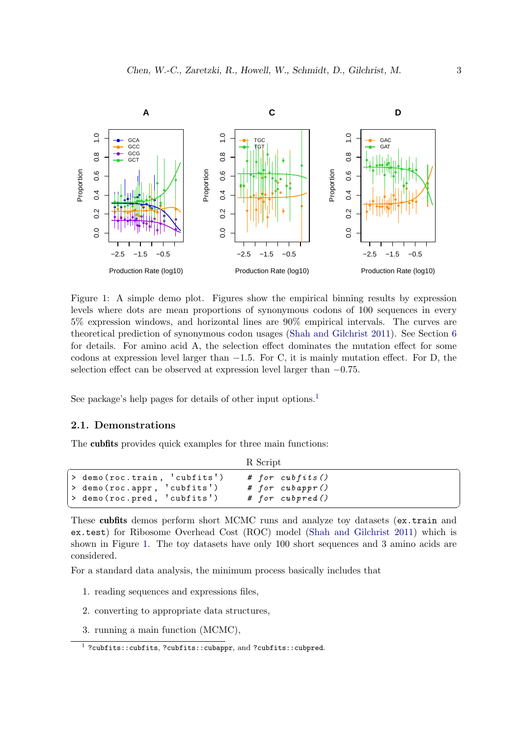Figure 1: A simple demo plot. Figures show the empirical binning results by expression levels where dots are mean proportions of synonymous codons of 100 sequences in every 5% expression windows, and horizontal lines are 90% empirical intervals. The curves are theoretical prediction of synonymous codon usages (Shah and Gilchrist 2011). See Section 6 for details. For amino acid A, the selection effect dominates the mutation effect for some codons at expression level larger than $-1.5$. For C, it is mainly mutation effect. For D, the selection effect can be observed at expression level larger than $-0.75$.

See package's help pages for details of other input options.[1]

## 2.1. Demonstrations

The **cubfits** provides quick examples for three main functions:

R Script

```
> demo(roc.train, 'cubfits')    # for cubfits()
> demo(roc.appr, 'cubfits')     # for cubappr()
> demo(roc.pred, 'cubfits')     # for cubpred()
```

These **cubfits** demos perform short MCMC runs and analyze toy datasets (`ex.train` and `ex.test`) for Ribosome Overhead Cost (ROC) model (Shah and Gilchrist 2011) which is shown in Figure 1. The toy datasets have only 100 short sequences and 3 amino acids are considered.

For a standard data analysis, the minimum process basically includes that

1. reading sequences and expressions files,
2. converting to appropriate data structures,
3. running a main function (MCMC),

[1] `?cubfits::cubfits`, `?cubfits::cubappr`, and `?cubfits::cubpred`.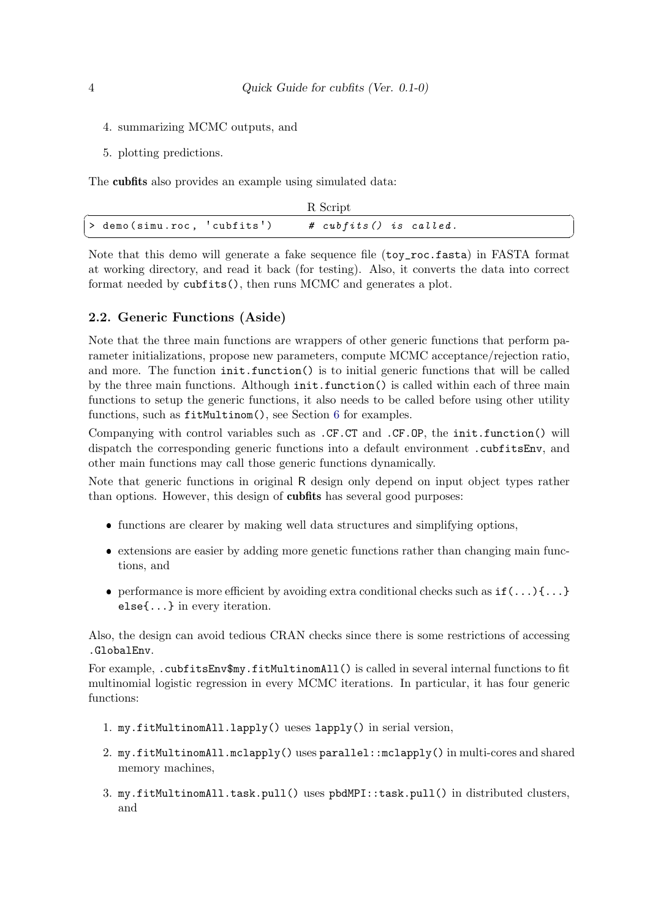4. summarizing MCMC outputs, and
5. plotting predictions.

The **cubfits** also provides an example using simulated data:

R Script

```
> demo(simu.roc, 'cubfits')    # cubfits() is called.
```

Note that this demo will generate a fake sequence file (`toy_roc.fasta`) in FASTA format at working directory, and read it back (for testing). Also, it converts the data into correct format needed by `cubfits()`, then runs MCMC and generates a plot.

### 2.2. Generic Functions (Aside)

Note that the three main functions are wrappers of other generic functions that perform parameter initializations, propose new parameters, compute MCMC acceptance/rejection ratio, and more. The function `init.function()` is to initial generic functions that will be called by the three main functions. Although `init.function()` is called within each of three main functions to setup the generic functions, it also needs to be called before using other utility functions, such as `fitMultinom()`, see Section 6 for examples.

Companying with control variables such as `.CF.CT` and `.CF.OP`, the `init.function()` will dispatch the corresponding generic functions into a default environment `.cubfitsEnv`, and other main functions may call those generic functions dynamically.

Note that generic functions in original R design only depend on input object types rather than options. However, this design of **cubfits** has several good purposes:

- functions are clearer by making well data structures and simplifying options,
- extensions are easier by adding more genetic functions rather than changing main functions, and
- performance is more efficient by avoiding extra conditional checks such as `if(...){...} else{...}` in every iteration.

Also, the design can avoid tedious CRAN checks since there is some restrictions of accessing `.GlobalEnv`.

For example, `.cubfitsEnv$my.fitMultinomAll()` is called in several internal functions to fit multinomial logistic regression in every MCMC iterations. In particular, it has four generic functions:

1. `my.fitMultinomAll.lapply()` ueses `lapply()` in serial version,
2. `my.fitMultinomAll.mclapply()` uses `parallel::mclapply()` in multi-cores and shared memory machines,
3. `my.fitMultinomAll.task.pull()` uses `pbdMPI::task.pull()` in distributed clusters, and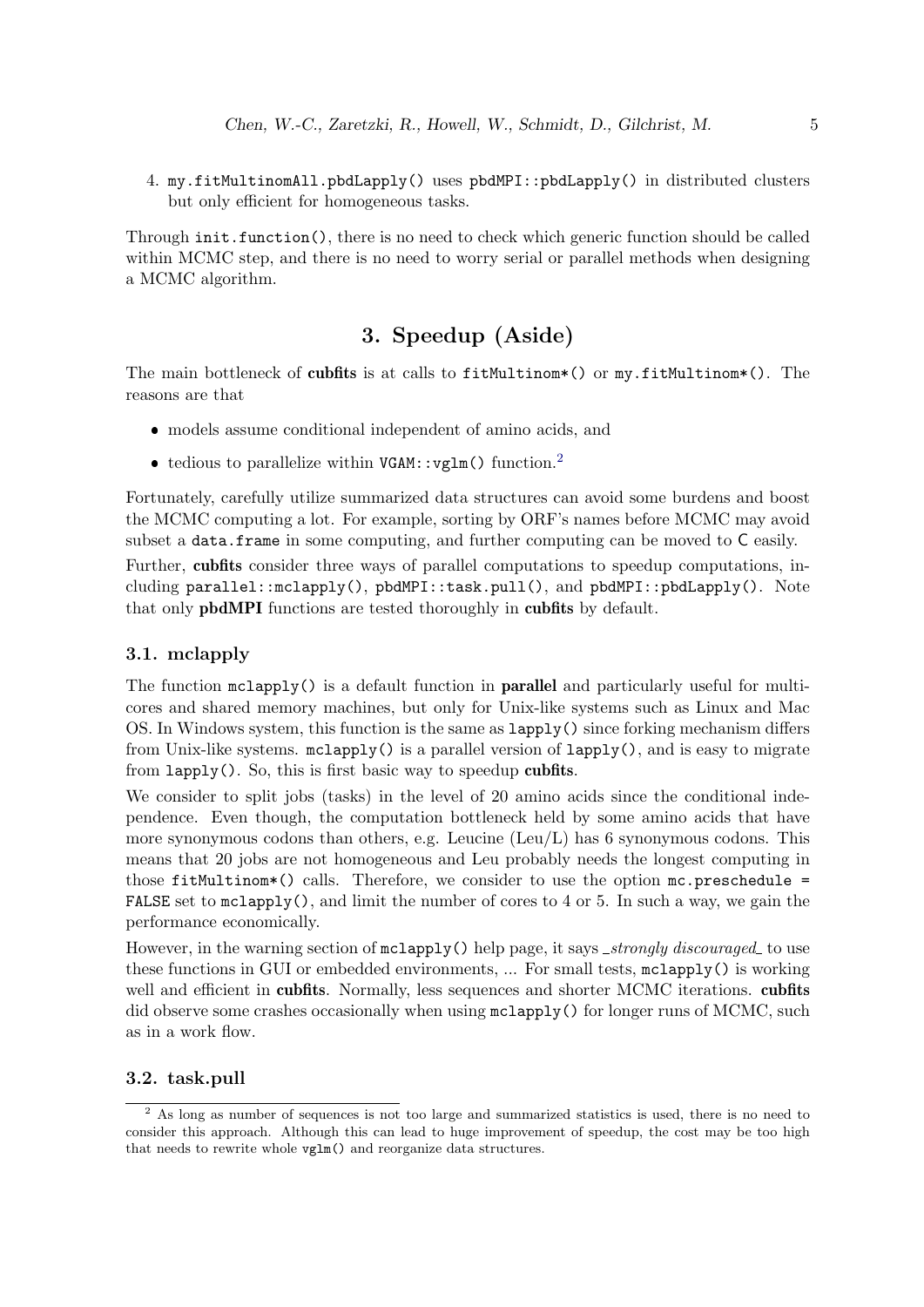4. `my.fitMultinomAll.pbdLapply()` uses `pbdMPI::pbdLapply()` in distributed clusters but only efficient for homogeneous tasks.

Through `init.function()`, there is no need to check which generic function should be called within MCMC step, and there is no need to worry serial or parallel methods when designing a MCMC algorithm.

# 3. Speedup (Aside)

The main bottleneck of **cubfits** is at calls to `fitMultinom*()` or `my.fitMultinom*()`. The reasons are that

- models assume conditional independent of amino acids, and
- tedious to parallelize within `VGAM::vglm()` function.[2]

Fortunately, carefully utilize summarized data structures can avoid some burdens and boost the MCMC computing a lot. For example, sorting by ORF's names before MCMC may avoid subset a `data.frame` in some computing, and further computing can be moved to C easily.

Further, **cubfits** consider three ways of parallel computations to speedup computations, including `parallel::mclapply()`, `pbdMPI::task.pull()`, and `pbdMPI::pbdLapply()`. Note that only **pbdMPI** functions are tested thoroughly in **cubfits** by default.

## 3.1. mclapply

The function `mclapply()` is a default function in **parallel** and particularly useful for multi-cores and shared memory machines, but only for Unix-like systems such as Linux and Mac OS. In Windows system, this function is the same as `lapply()` since forking mechanism differs from Unix-like systems. `mclapply()` is a parallel version of `lapply()`, and is easy to migrate from `lapply()`. So, this is first basic way to speedup **cubfits**.

We consider to split jobs (tasks) in the level of 20 amino acids since the conditional independence. Even though, the computation bottleneck held by some amino acids that have more synonymous codons than others, e.g. Leucine (Leu/L) has 6 synonymous codons. This means that 20 jobs are not homogeneous and Leu probably needs the longest computing in those `fitMultinom*()` calls. Therefore, we consider to use the option `mc.preschedule = FALSE` set to `mclapply()`, and limit the number of cores to 4 or 5. In such a way, we gain the performance economically.

However, in the warning section of `mclapply()` help page, it says _*strongly discouraged*_ to use these functions in GUI or embedded environments, ... For small tests, `mclapply()` is working well and efficient in **cubfits**. Normally, less sequences and shorter MCMC iterations. **cubfits** did observe some crashes occasionally when using `mclapply()` for longer runs of MCMC, such as in a work flow.

## 3.2. task.pull

[2] As long as number of sequences is not too large and summarized statistics is used, there is no need to consider this approach. Although this can lead to huge improvement of speedup, the cost may be too high that needs to rewrite whole `vglm()` and reorganize data structures.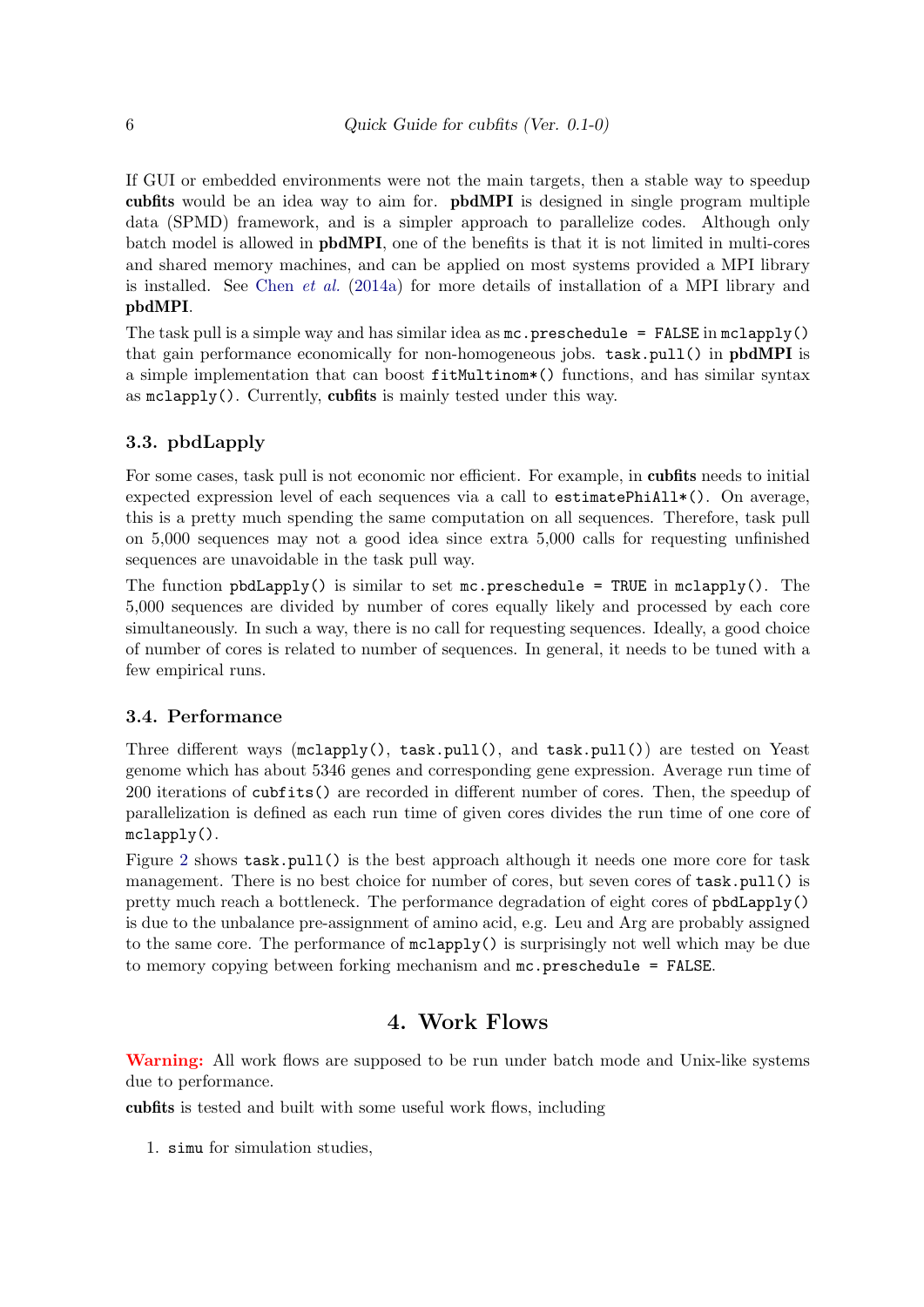If GUI or embedded environments were not the main targets, then a stable way to speedup **cubfits** would be an idea way to aim for. **pbdMPI** is designed in single program multiple data (SPMD) framework, and is a simpler approach to parallelize codes. Although only batch model is allowed in **pbdMPI**, one of the benefits is that it is not limited in multi-cores and shared memory machines, and can be applied on most systems provided a MPI library is installed. See Chen *et al.* (2014a) for more details of installation of a MPI library and **pbdMPI**.

The task pull is a simple way and has similar idea as `mc.preschedule = FALSE` in `mclapply()` that gain performance economically for non-homogeneous jobs. `task.pull()` in **pbdMPI** is a simple implementation that can boost `fitMultinom*()` functions, and has similar syntax as `mclapply()`. Currently, **cubfits** is mainly tested under this way.

### 3.3. pbdLapply

For some cases, task pull is not economic nor efficient. For example, in **cubfits** needs to initial expected expression level of each sequences via a call to `estimatePhiAll*()`. On average, this is a pretty much spending the same computation on all sequences. Therefore, task pull on 5,000 sequences may not a good idea since extra 5,000 calls for requesting unfinished sequences are unavoidable in the task pull way.

The function `pbdLapply()` is similar to set `mc.preschedule = TRUE` in `mclapply()`. The 5,000 sequences are divided by number of cores equally likely and processed by each core simultaneously. In such a way, there is no call for requesting sequences. Ideally, a good choice of number of cores is related to number of sequences. In general, it needs to be tuned with a few empirical runs.

### 3.4. Performance

Three different ways (`mclapply()`, `task.pull()`, and `task.pull()`) are tested on Yeast genome which has about 5346 genes and corresponding gene expression. Average run time of 200 iterations of `cubfits()` are recorded in different number of cores. Then, the speedup of parallelization is defined as each run time of given cores divides the run time of one core of `mclapply()`.

Figure 2 shows `task.pull()` is the best approach although it needs one more core for task management. There is no best choice for number of cores, but seven cores of `task.pull()` is pretty much reach a bottleneck. The performance degradation of eight cores of `pbdLapply()` is due to the unbalance pre-assignment of amino acid, e.g. Leu and Arg are probably assigned to the same core. The performance of `mclapply()` is surprisingly not well which may be due to memory copying between forking mechanism and `mc.preschedule = FALSE`.

## 4. Work Flows

**Warning:** All work flows are supposed to be run under batch mode and Unix-like systems due to performance.

**cubfits** is tested and built with some useful work flows, including

1. `simu` for simulation studies,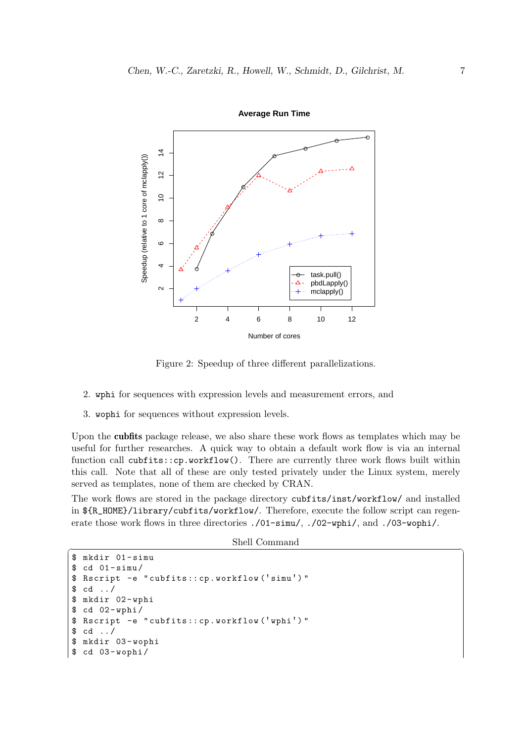Figure 2: Speedup of three different parallelizations.

2. wphi for sequences with expression levels and measurement errors, and
3. wophi for sequences without expression levels.

Upon the **cubfits** package release, we also share these work flows as templates which may be useful for further researches. A quick way to obtain a default work flow is via an internal function call `cubfits::cp.workflow()`. There are currently three work flows built within this call. Note that all of these are only tested privately under the Linux system, merely served as templates, none of them are checked by CRAN.

The work flows are stored in the package directory `cubfits/inst/workflow/` and installed in `${R_HOME}/library/cubfits/workflow/`. Therefore, execute the follow script can regenerate those work flows in three directories `./01-simu/`, `./02-wphi/`, and `./03-wophi/`.

Shell Command

```
$ mkdir 01-simu
$ cd 01-simu/
$ Rscript -e "cubfits::cp.workflow('simu')"
$ cd ../
$ mkdir 02-wphi
$ cd 02-wphi/
$ Rscript -e "cubfits::cp.workflow('wphi')"
$ cd ../
$ mkdir 03-wophi
$ cd 03-wophi/
```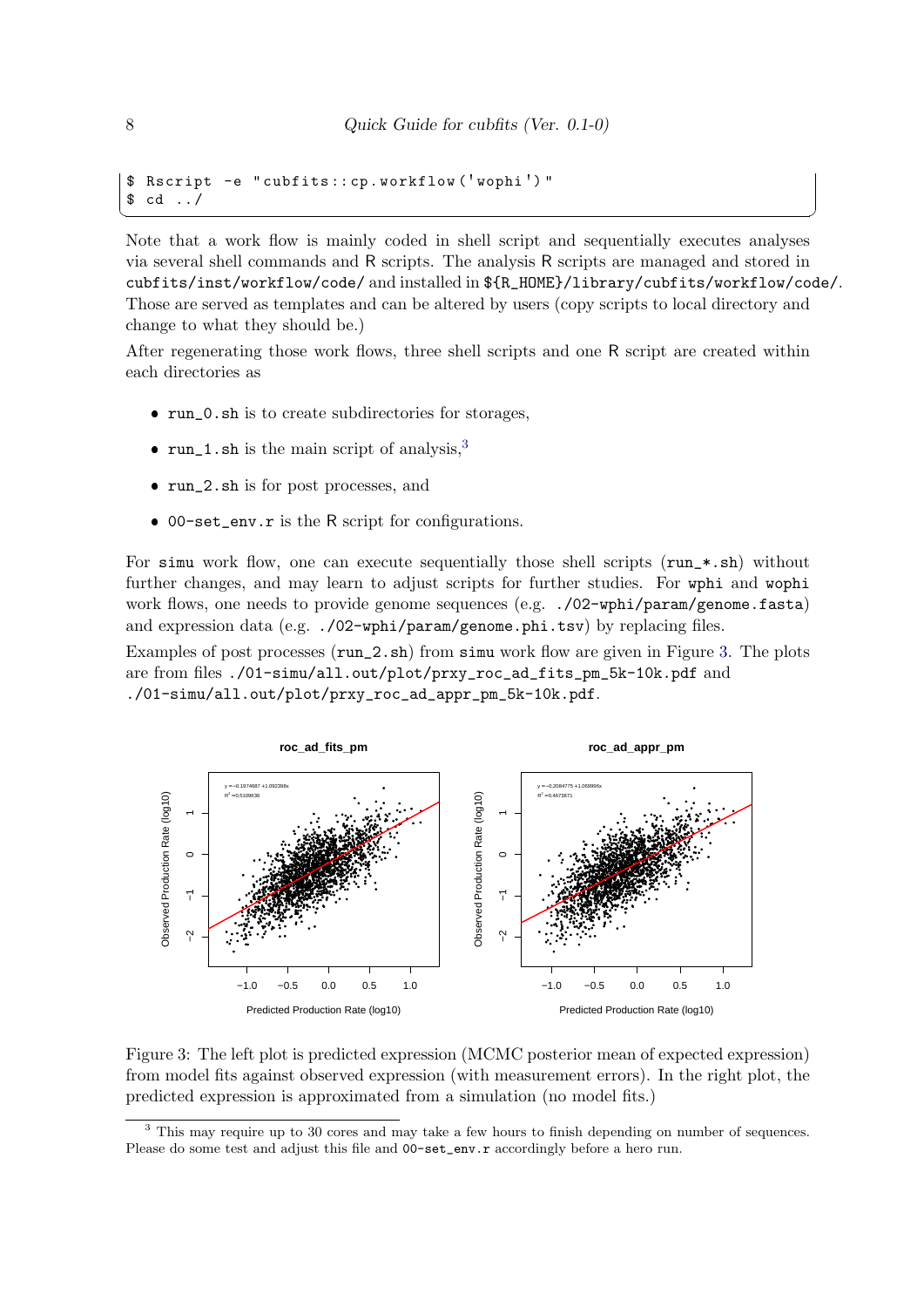```
$ Rscript -e "cubfits::cp.workflow('wophi')"
$ cd ../
```

Note that a work flow is mainly coded in shell script and sequentially executes analyses via several shell commands and R scripts. The analysis R scripts are managed and stored in `cubfits/inst/workflow/code/` and installed in `${R_HOME}/library/cubfits/workflow/code/`. Those are served as templates and can be altered by users (copy scripts to local directory and change to what they should be.)

After regenerating those work flows, three shell scripts and one R script are created within each directories as

- `run_0.sh` is to create subdirectories for storages,
- `run_1.sh` is the main script of analysis,[3]
- `run_2.sh` is for post processes, and
- `00-set_env.r` is the R script for configurations.

For `simu` work flow, one can execute sequentially those shell scripts (`run_*.sh`) without further changes, and may learn to adjust scripts for further studies. For `wphi` and `wophi` work flows, one needs to provide genome sequences (e.g. `./02-wphi/param/genome.fasta`) and expression data (e.g. `./02-wphi/param/genome.phi.tsv`) by replacing files.

Examples of post processes (`run_2.sh`) from `simu` work flow are given in Figure 3. The plots are from files `./01-simu/all.out/plot/prxy_roc_ad_fits_pm_5k-10k.pdf` and `./01-simu/all.out/plot/prxy_roc_ad_appr_pm_5k-10k.pdf`.

Figure 3: The left plot is predicted expression (MCMC posterior mean of expected expression) from model fits against observed expression (with measurement errors). In the right plot, the predicted expression is approximated from a simulation (no model fits.)

[3] This may require up to 30 cores and may take a few hours to finish depending on number of sequences. Please do some test and adjust this file and `00-set_env.r` accordingly before a hero run.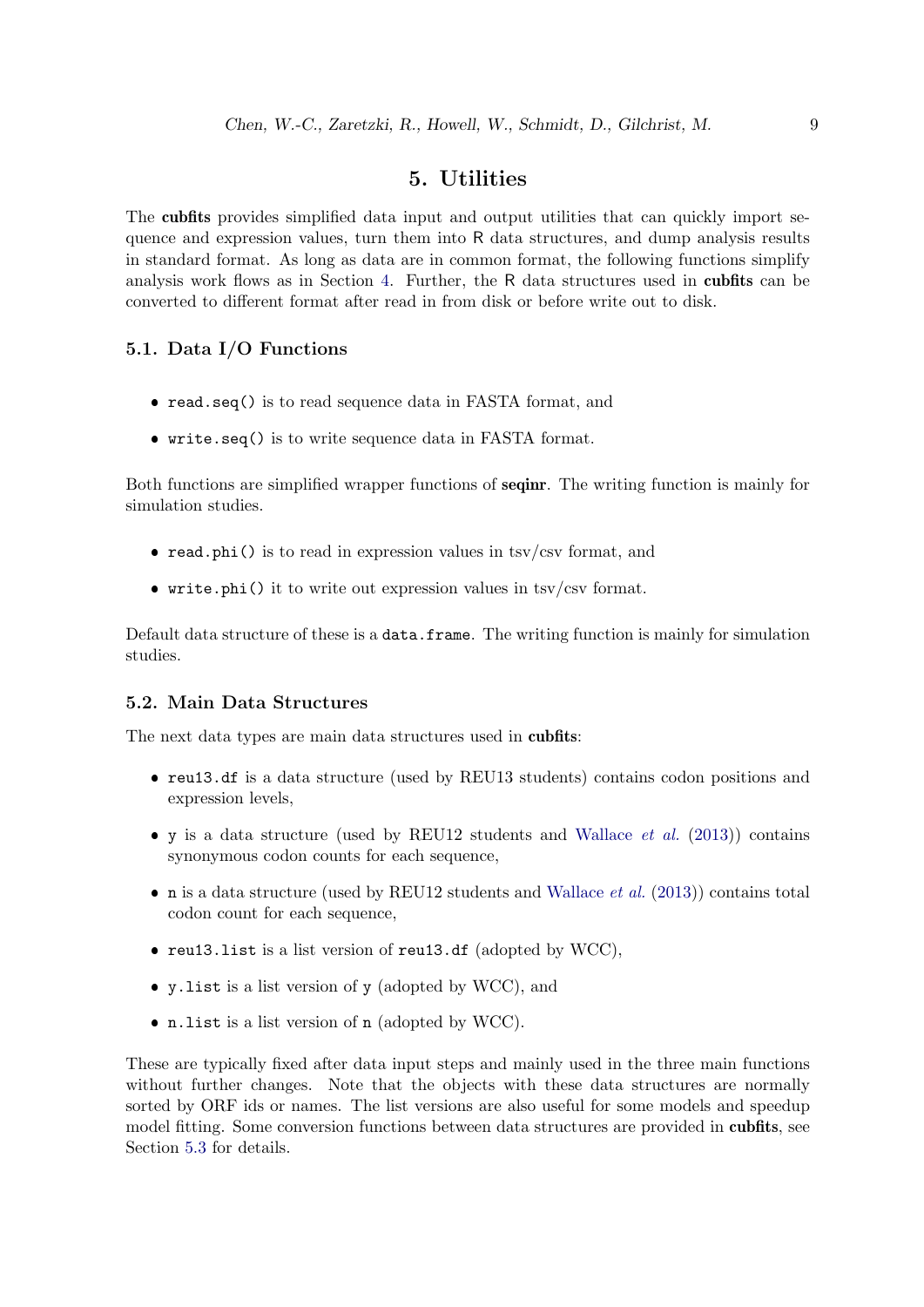# 5. Utilities

The **cubfits** provides simplified data input and output utilities that can quickly import sequence and expression values, turn them into R data structures, and dump analysis results in standard format. As long as data are in common format, the following functions simplify analysis work flows as in Section 4. Further, the R data structures used in **cubfits** can be converted to different format after read in from disk or before write out to disk.

## 5.1. Data I/O Functions

- `read.seq()` is to read sequence data in FASTA format, and
- `write.seq()` is to write sequence data in FASTA format.

Both functions are simplified wrapper functions of **seqinr**. The writing function is mainly for simulation studies.

- `read.phi()` is to read in expression values in tsv/csv format, and
- `write.phi()` it to write out expression values in tsv/csv format.

Default data structure of these is a `data.frame`. The writing function is mainly for simulation studies.

## 5.2. Main Data Structures

The next data types are main data structures used in **cubfits**:

- `reu13.df` is a data structure (used by REU13 students) contains codon positions and expression levels,
- `y` is a data structure (used by REU12 students and Wallace *et al.* (2013)) contains synonymous codon counts for each sequence,
- `n` is a data structure (used by REU12 students and Wallace *et al.* (2013)) contains total codon count for each sequence,
- `reu13.list` is a list version of `reu13.df` (adopted by WCC),
- `y.list` is a list version of `y` (adopted by WCC), and
- `n.list` is a list version of `n` (adopted by WCC).

These are typically fixed after data input steps and mainly used in the three main functions without further changes. Note that the objects with these data structures are normally sorted by ORF ids or names. The list versions are also useful for some models and speedup model fitting. Some conversion functions between data structures are provided in **cubfits**, see Section 5.3 for details.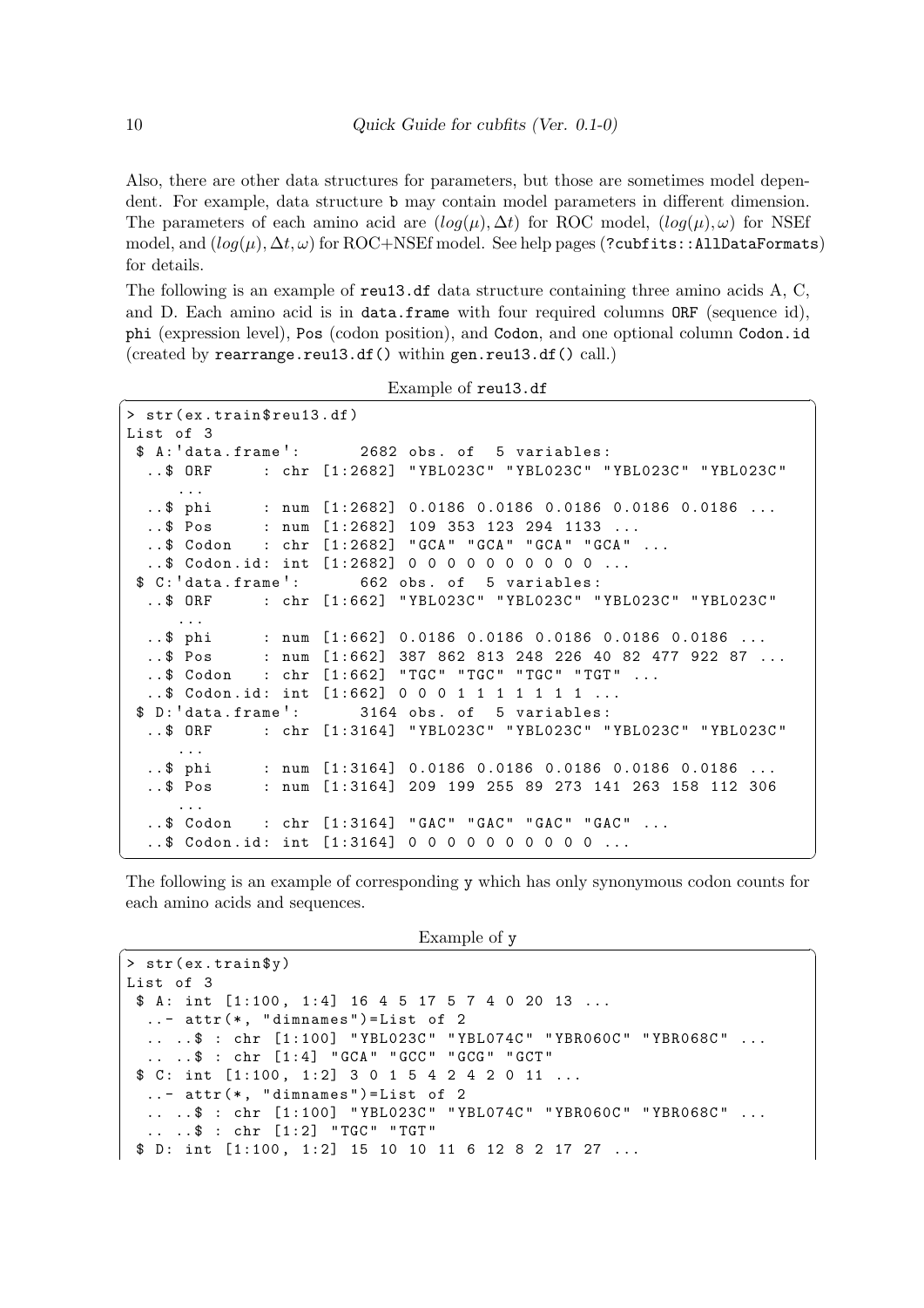Also, there are other data structures for parameters, but those are sometimes model dependent. For example, data structure `b` may contain model parameters in different dimension. The parameters of each amino acid are $(log(\mu), \Delta t)$ for ROC model, $(log(\mu), \omega)$ for NSEf model, and $(log(\mu), \Delta t, \omega)$ for ROC+NSEf model. See help pages (`?cubfits::AllDataFormats`) for details.

The following is an example of `reu13.df` data structure containing three amino acids A, C, and D. Each amino acid is in `data.frame` with four required columns `ORF` (sequence id), `phi` (expression level), `Pos` (codon position), and `Codon`, and one optional column `Codon.id` (created by `rearrange.reu13.df()` within `gen.reu13.df()` call.)

Example of `reu13.df`

```
> str(ex.train$reu13.df)
List of 3
 $ A:'data.frame':      2682 obs. of  5 variables:
  ..$ ORF     : chr [1:2682] "YBL023C" "YBL023C" "YBL023C" "YBL023C"
     ...
  ..$ phi     : num [1:2682] 0.0186 0.0186 0.0186 0.0186 0.0186 ...
  ..$ Pos     : num [1:2682] 109 353 123 294 1133 ...
  ..$ Codon   : chr [1:2682] "GCA" "GCA" "GCA" "GCA" ...
  ..$ Codon.id: int [1:2682] 0 0 0 0 0 0 0 0 0 0 ...
 $ C:'data.frame':      662 obs. of  5 variables:
  ..$ ORF     : chr [1:662] "YBL023C" "YBL023C" "YBL023C" "YBL023C"
     ...
  ..$ phi     : num [1:662] 0.0186 0.0186 0.0186 0.0186 0.0186 ...
  ..$ Pos     : num [1:662] 387 862 813 248 226 40 82 477 922 87 ...
  ..$ Codon   : chr [1:662] "TGC" "TGC" "TGC" "TGT" ...
  ..$ Codon.id: int [1:662] 0 0 0 1 1 1 1 1 1 1 ...
 $ D:'data.frame':      3164 obs. of  5 variables:
  ..$ ORF     : chr [1:3164] "YBL023C" "YBL023C" "YBL023C" "YBL023C"
     ...
  ..$ phi     : num [1:3164] 0.0186 0.0186 0.0186 0.0186 0.0186 ...
  ..$ Pos     : num [1:3164] 209 199 255 89 273 141 263 158 112 306
     ...
  ..$ Codon   : chr [1:3164] "GAC" "GAC" "GAC" "GAC" ...
  ..$ Codon.id: int [1:3164] 0 0 0 0 0 0 0 0 0 0 ...
```

The following is an example of corresponding `y` which has only synonymous codon counts for each amino acids and sequences.

Example of `y`

```
> str(ex.train$y)
List of 3
 $ A: int [1:100, 1:4] 16 4 5 17 5 7 4 0 20 13 ...
  ..- attr(*, "dimnames")=List of 2
  .. ..$ : chr [1:100] "YBL023C" "YBL074C" "YBR060C" "YBR068C" ...
  .. ..$ : chr [1:4] "GCA" "GCC" "GCG" "GCT"
 $ C: int [1:100, 1:2] 3 0 1 5 4 2 4 2 0 11 ...
  ..- attr(*, "dimnames")=List of 2
  .. ..$ : chr [1:100] "YBL023C" "YBL074C" "YBR060C" "YBR068C" ...
  .. ..$ : chr [1:2] "TGC" "TGT"
 $ D: int [1:100, 1:2] 15 10 10 11 6 12 8 2 17 27 ...
```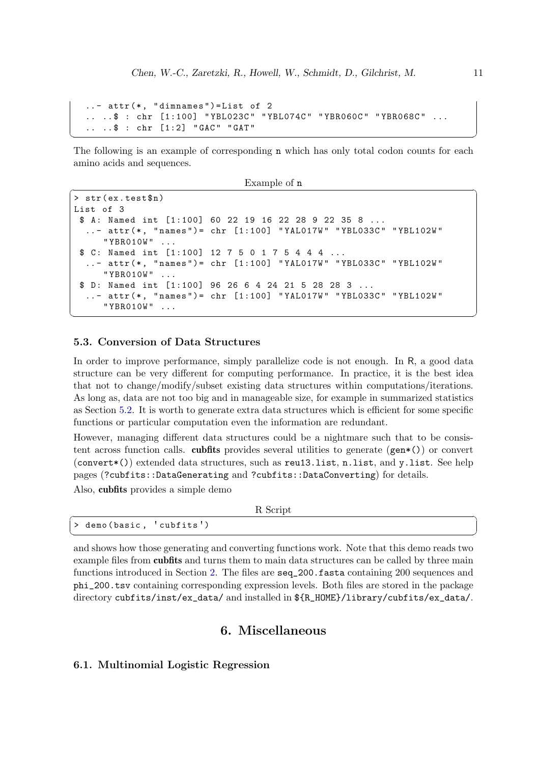```
..- attr(*, "dimnames")=List of 2
.. ..$ : chr [1:100] "YBL023C" "YBL074C" "YBR060C" "YBR068C" ...
.. ..$ : chr [1:2] "GAC" "GAT"
```

The following is an example of corresponding n which has only total codon counts for each amino acids and sequences.

Example of n

```
> str(ex.test$n)
List of 3
 $ A: Named int [1:100] 60 22 19 16 22 28 9 22 35 8 ...
  ..- attr(*, "names")= chr [1:100] "YAL017W" "YBL033C" "YBL102W"
     "YBR010W" ...
 $ C: Named int [1:100] 12 7 5 0 1 7 5 4 4 4 ...
  ..- attr(*, "names")= chr [1:100] "YAL017W" "YBL033C" "YBL102W"
     "YBR010W" ...
 $ D: Named int [1:100] 96 26 6 4 24 21 5 28 28 3 ...
  ..- attr(*, "names")= chr [1:100] "YAL017W" "YBL033C" "YBL102W"
     "YBR010W" ...
```

### 5.3. Conversion of Data Structures

In order to improve performance, simply parallelize code is not enough. In R, a good data structure can be very different for computing performance. In practice, it is the best idea that not to change/modify/subset existing data structures within computations/iterations. As long as, data are not too big and in manageable size, for example in summarized statistics as Section 5.2. It is worth to generate extra data structures which is efficient for some specific functions or particular computation even the information are redundant.

However, managing different data structures could be a nightmare such that to be consistent across function calls. **cubfits** provides several utilities to generate (`gen*()`) or convert (`convert*()`) extended data structures, such as `reu13.list`, `n.list`, and `y.list`. See help pages (`?cubfits::DataGenerating` and `?cubfits::DataConverting`) for details.

Also, **cubfits** provides a simple demo

R Script

```
> demo(basic, 'cubfits')
```

and shows how those generating and converting functions work. Note that this demo reads two example files from **cubfits** and turns them to main data structures can be called by three main functions introduced in Section 2. The files are `seq_200.fasta` containing 200 sequences and `phi_200.tsv` containing corresponding expression levels. Both files are stored in the package directory `cubfits/inst/ex_data/` and installed in `${R_HOME}/library/cubfits/ex_data/`.

## 6. Miscellaneous

### 6.1. Multinomial Logistic Regression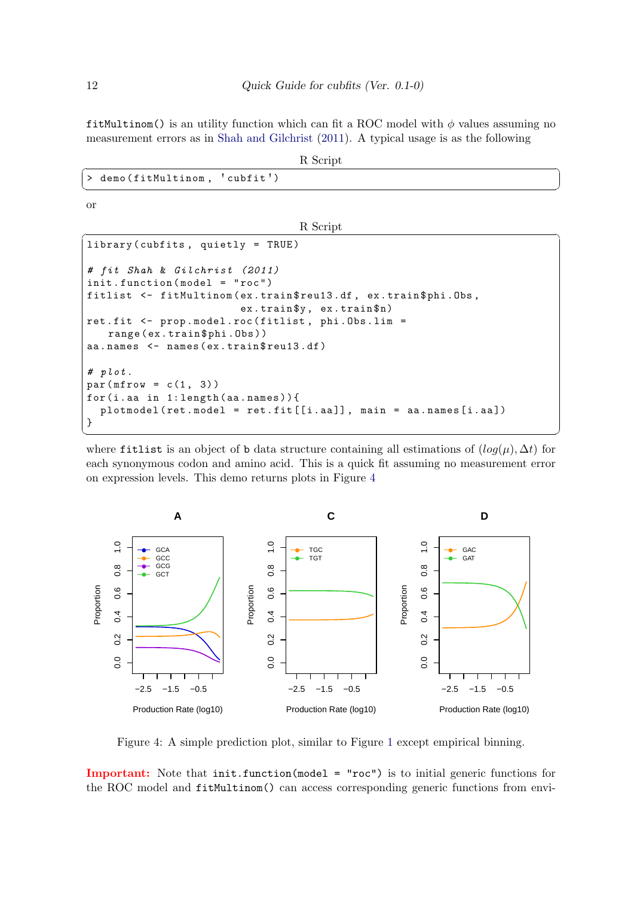`fitMultinom()` is an utility function which can fit a ROC model with $\phi$ values assuming no measurement errors as in Shah and Gilchrist (2011). A typical usage is as the following

R Script
```
> demo(fitMultinom, 'cubfit')
```

or

R Script
```
library(cubfits, quietly = TRUE)

# fit Shah & Gilchrist (2011)
init.function(model = "roc")
fitlist <- fitMultinom(ex.train$reu13.df, ex.train$phi.Obs,
                       ex.train$y, ex.train$n)
ret.fit <- prop.model.roc(fitlist, phi.Obs.lim =
    range(ex.train$phi.Obs))
aa.names <- names(ex.train$reu13.df)

# plot.
par(mfrow = c(1, 3))
for(i.aa in 1:length(aa.names)){
  plotmodel(ret.model = ret.fit[[i.aa]], main = aa.names[i.aa])
}
```

where `fitlist` is an object of `b` data structure containing all estimations of $(log(\mu), \Delta t)$ for each synonymous codon and amino acid. This is a quick fit assuming no measurement error on expression levels. This demo returns plots in Figure 4

Figure 4: A simple prediction plot, similar to Figure 1 except empirical binning.

**Important:** Note that `init.function(model = "roc")` is to initial generic functions for the ROC model and `fitMultinom()` can access corresponding generic functions from envi-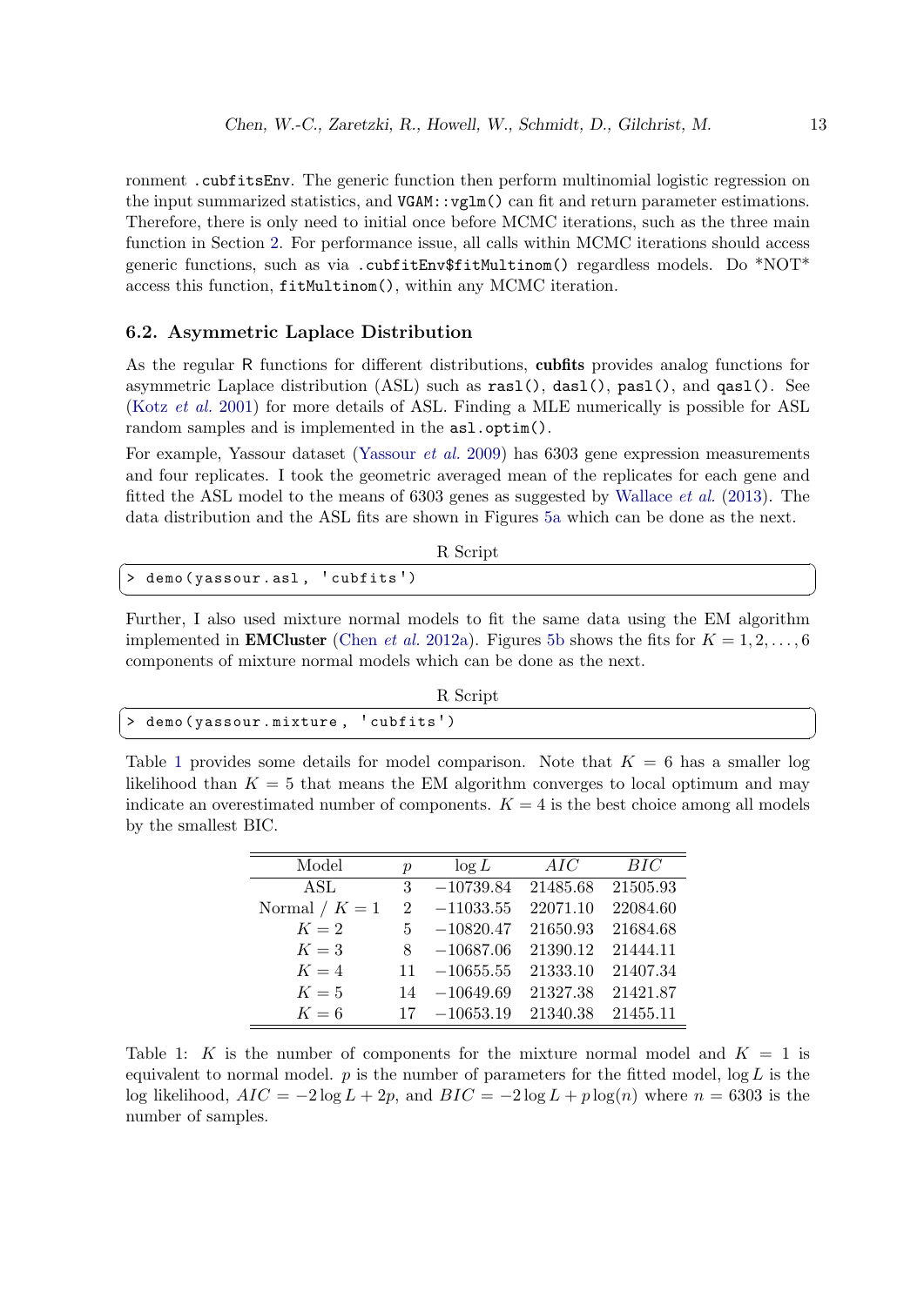ronment `.cubfitsEnv`. The generic function then perform multinomial logistic regression on the input summarized statistics, and `VGAM::vglm()` can fit and return parameter estimations. Therefore, there is only need to initial once before MCMC iterations, such as the three main function in Section 2. For performance issue, all calls within MCMC iterations should access generic functions, such as via `.cubfitEnv$fitMultinom()` regardless models. Do *NOT* access this function, `fitMultinom()`, within any MCMC iteration.

### 6.2. Asymmetric Laplace Distribution

As the regular R functions for different distributions, **cubfits** provides analog functions for asymmetric Laplace distribution (ASL) such as `rasl()`, `dasl()`, `pasl()`, and `qasl()`. See (Kotz *et al.* 2001) for more details of ASL. Finding a MLE numerically is possible for ASL random samples and is implemented in the `asl.optim()`.

For example, Yassour dataset (Yassour *et al.* 2009) has 6303 gene expression measurements and four replicates. I took the geometric averaged mean of the replicates for each gene and fitted the ASL model to the means of 6303 genes as suggested by Wallace *et al.* (2013). The data distribution and the ASL fits are shown in Figures 5a which can be done as the next.

R Script

```
> demo(yassour.asl, 'cubfits')
```

Further, I also used mixture normal models to fit the same data using the EM algorithm implemented in **EMCluster** (Chen *et al.* 2012a). Figures 5b shows the fits for $K = 1, 2, \ldots, 6$ components of mixture normal models which can be done as the next.

R Script

```
> demo(yassour.mixture, 'cubfits')
```

Table 1 provides some details for model comparison. Note that $K = 6$ has a smaller log likelihood than $K = 5$ that means the EM algorithm converges to local optimum and may indicate an overestimated number of components. $K = 4$ is the best choice among all models by the smallest BIC.

| Model | $p$ | $\log L$ | $AIC$ | $BIC$ |
|---|---|---|---|---|
| ASL | 3 | $-10739.84$ | 21485.68 | 21505.93 |
| Normal / $K = 1$ | 2 | $-11033.55$ | 22071.10 | 22084.60 |
| $K = 2$ | 5 | $-10820.47$ | 21650.93 | 21684.68 |
| $K = 3$ | 8 | $-10687.06$ | 21390.12 | 21444.11 |
| $K = 4$ | 11 | $-10655.55$ | 21333.10 | 21407.34 |
| $K = 5$ | 14 | $-10649.69$ | 21327.38 | 21421.87 |
| $K = 6$ | 17 | $-10653.19$ | 21340.38 | 21455.11 |

Table 1: $K$ is the number of components for the mixture normal model and $K = 1$ is equivalent to normal model. $p$ is the number of parameters for the fitted model, $\log L$ is the log likelihood, $AIC = -2 \log L + 2p$, and $BIC = -2 \log L + p \log(n)$ where $n = 6303$ is the number of samples.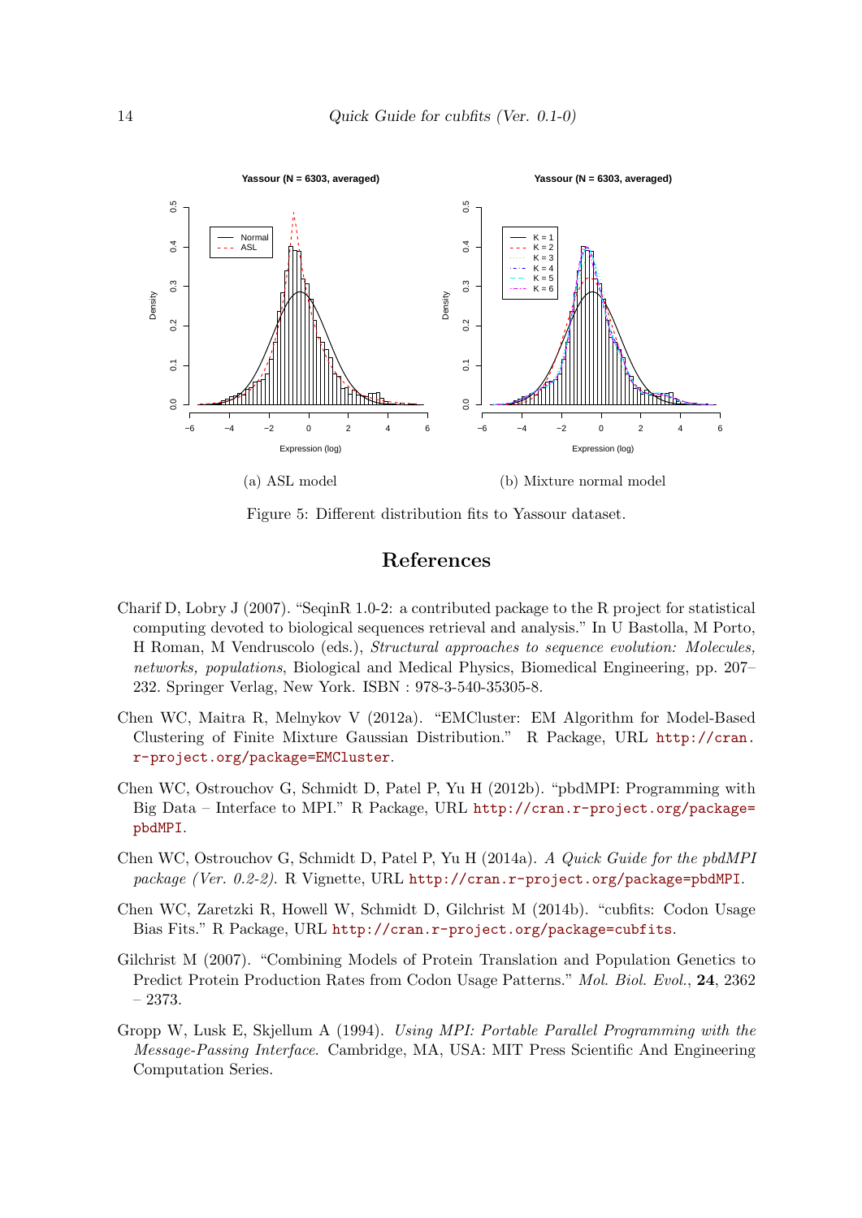(a) ASL model

(b) Mixture normal model

Figure 5: Different distribution fits to Yassour dataset.

# References

Charif D, Lobry J (2007). "SeqinR 1.0-2: a contributed package to the R project for statistical computing devoted to biological sequences retrieval and analysis." In U Bastolla, M Porto, H Roman, M Vendruscolo (eds.), *Structural approaches to sequence evolution: Molecules, networks, populations*, Biological and Medical Physics, Biomedical Engineering, pp. 207–232. Springer Verlag, New York. ISBN : 978-3-540-35305-8.

Chen WC, Maitra R, Melnykov V (2012a). "EMCluster: EM Algorithm for Model-Based Clustering of Finite Mixture Gaussian Distribution." R Package, URL http://cran.r-project.org/package=EMCluster.

Chen WC, Ostrouchov G, Schmidt D, Patel P, Yu H (2012b). "pbdMPI: Programming with Big Data – Interface to MPI." R Package, URL http://cran.r-project.org/package=pbdMPI.

Chen WC, Ostrouchov G, Schmidt D, Patel P, Yu H (2014a). *A Quick Guide for the pbdMPI package (Ver. 0.2-2)*. R Vignette, URL http://cran.r-project.org/package=pbdMPI.

Chen WC, Zaretzki R, Howell W, Schmidt D, Gilchrist M (2014b). "cubfits: Codon Usage Bias Fits." R Package, URL http://cran.r-project.org/package=cubfits.

Gilchrist M (2007). "Combining Models of Protein Translation and Population Genetics to Predict Protein Production Rates from Codon Usage Patterns." *Mol. Biol. Evol.*, **24**, 2362 – 2373.

Gropp W, Lusk E, Skjellum A (1994). *Using MPI: Portable Parallel Programming with the Message-Passing Interface*. Cambridge, MA, USA: MIT Press Scientific And Engineering Computation Series.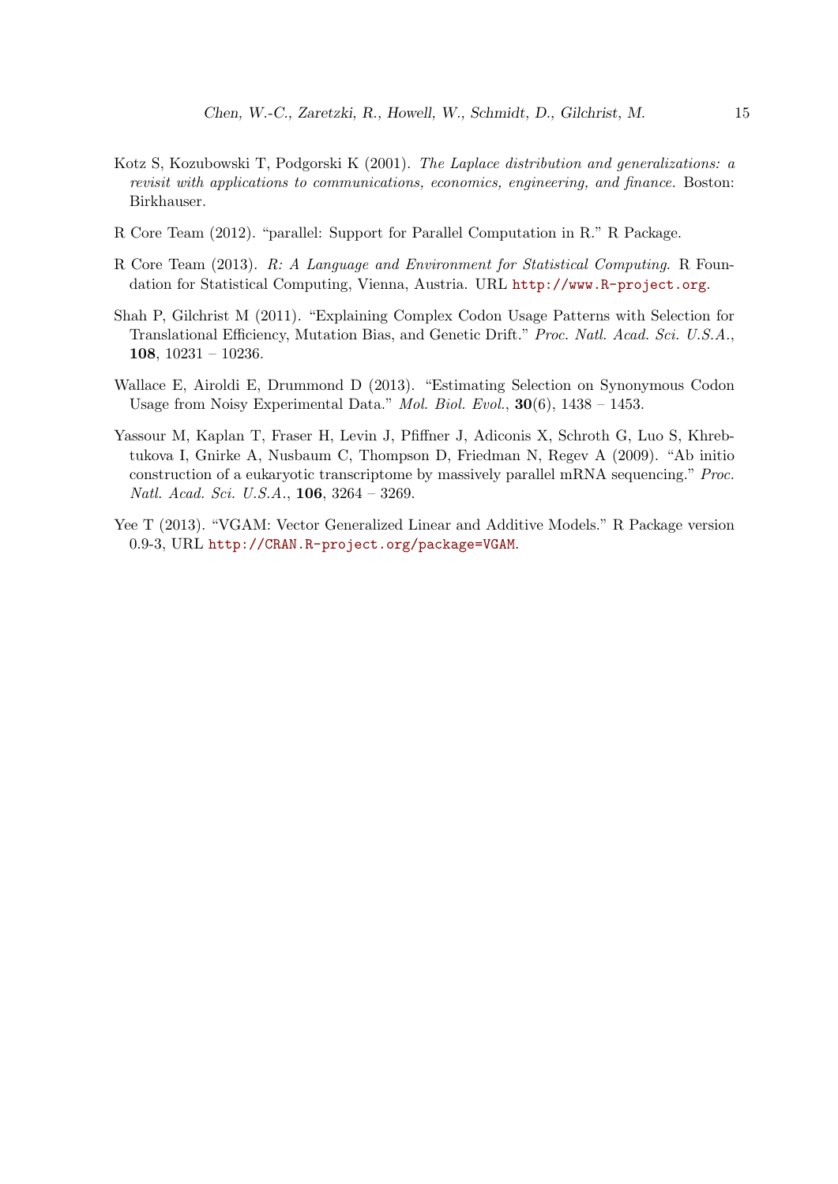Kotz S, Kozubowski T, Podgorski K (2001). *The Laplace distribution and generalizations: a revisit with applications to communications, economics, engineering, and finance*. Boston: Birkhauser.

R Core Team (2012). "parallel: Support for Parallel Computation in R." R Package.

R Core Team (2013). *R: A Language and Environment for Statistical Computing*. R Foundation for Statistical Computing, Vienna, Austria. URL http://www.R-project.org.

Shah P, Gilchrist M (2011). "Explaining Complex Codon Usage Patterns with Selection for Translational Efficiency, Mutation Bias, and Genetic Drift." *Proc. Natl. Acad. Sci. U.S.A.*, **108**, 10231 – 10236.

Wallace E, Airoldi E, Drummond D (2013). "Estimating Selection on Synonymous Codon Usage from Noisy Experimental Data." *Mol. Biol. Evol.*, **30**(6), 1438 – 1453.

Yassour M, Kaplan T, Fraser H, Levin J, Pfiffner J, Adiconis X, Schroth G, Luo S, Khrebtukova I, Gnirke A, Nusbaum C, Thompson D, Friedman N, Regev A (2009). "Ab initio construction of a eukaryotic transcriptome by massively parallel mRNA sequencing." *Proc. Natl. Acad. Sci. U.S.A.*, **106**, 3264 – 3269.

Yee T (2013). "VGAM: Vector Generalized Linear and Additive Models." R Package version 0.9-3, URL http://CRAN.R-project.org/package=VGAM.